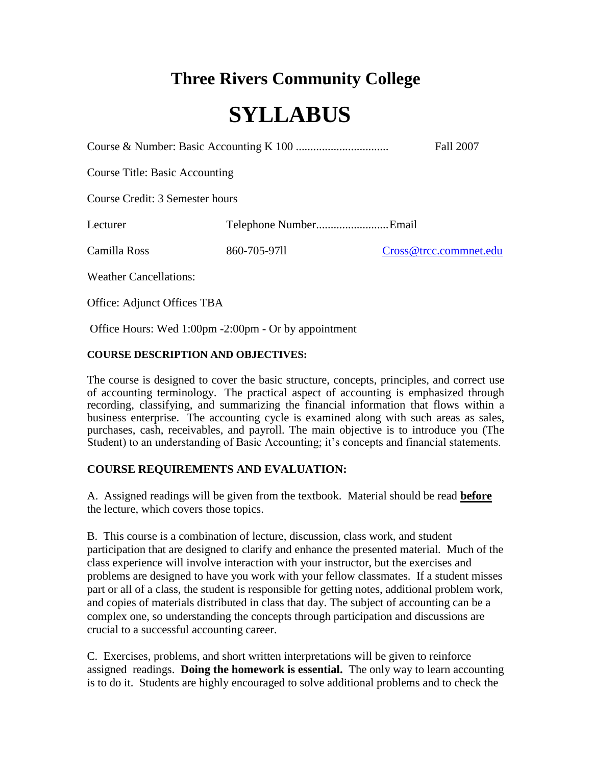# Three Rivers Community College

# SYLLABUS

Course & Number: Basic Accounting K 100 ................................ Fall 2007

Course Title: Basic Accounting

Course Credit: 3 Semester hours

| Lecturer | Telephone Number | Email |
|---|---|---|
| Camilla Ross | 860-705-97ll | Cross@trcc.commnet.edu |

Weather Cancellations:

Office: Adjunct Offices TBA

Office Hours: Wed 1:00pm -2:00pm - Or by appointment

**COURSE DESCRIPTION AND OBJECTIVES:**

The course is designed to cover the basic structure, concepts, principles, and correct use of accounting terminology. The practical aspect of accounting is emphasized through recording, classifying, and summarizing the financial information that flows within a business enterprise. The accounting cycle is examined along with such areas as sales, purchases, cash, receivables, and payroll. The main objective is to introduce you (The Student) to an understanding of Basic Accounting; it's concepts and financial statements.

**COURSE REQUIREMENTS AND EVALUATION:**

A. Assigned readings will be given from the textbook. Material should be read **before** the lecture, which covers those topics.

B. This course is a combination of lecture, discussion, class work, and student participation that are designed to clarify and enhance the presented material. Much of the class experience will involve interaction with your instructor, but the exercises and problems are designed to have you work with your fellow classmates. If a student misses part or all of a class, the student is responsible for getting notes, additional problem work, and copies of materials distributed in class that day. The subject of accounting can be a complex one, so understanding the concepts through participation and discussions are crucial to a successful accounting career.

C. Exercises, problems, and short written interpretations will be given to reinforce assigned readings. **Doing the homework is essential.** The only way to learn accounting is to do it. Students are highly encouraged to solve additional problems and to check the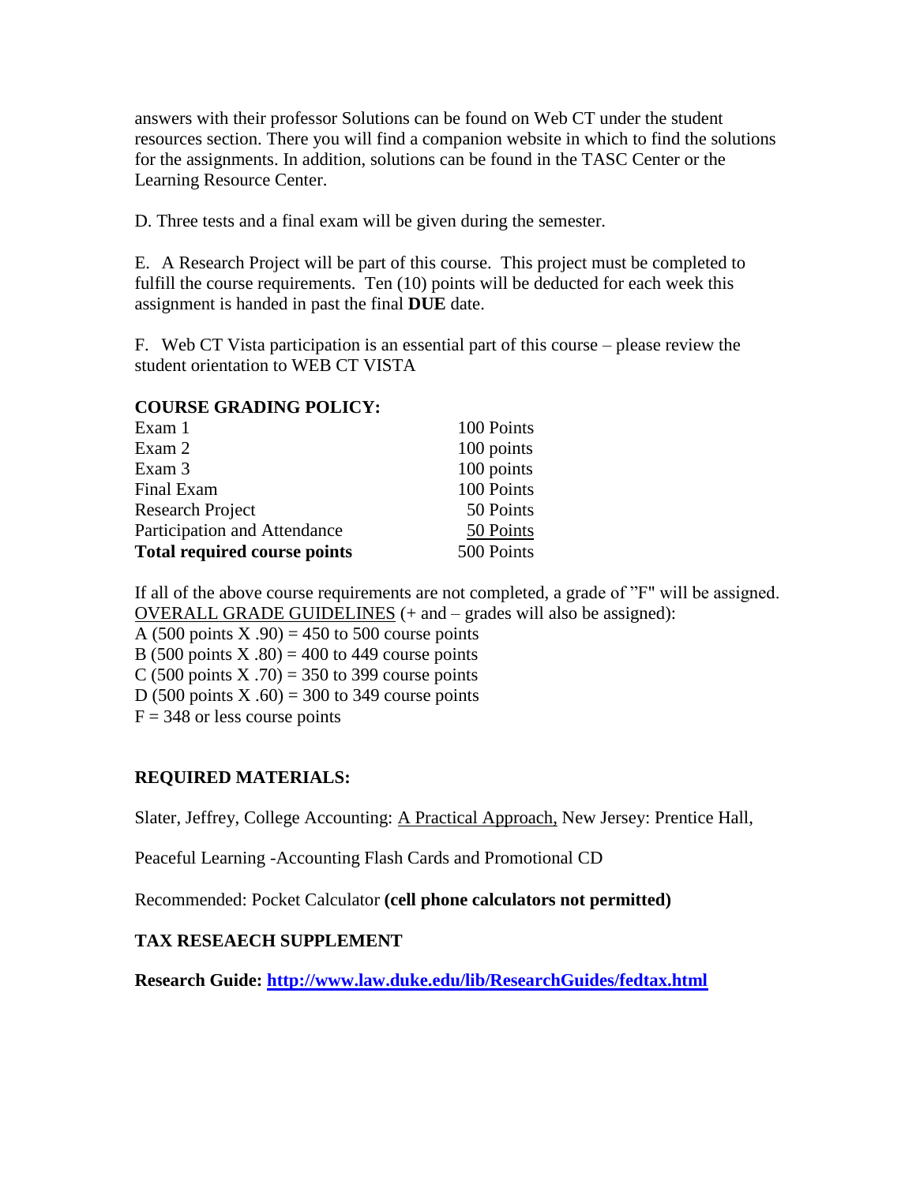answers with their professor Solutions can be found on Web CT under the student resources section. There you will find a companion website in which to find the solutions for the assignments. In addition, solutions can be found in the TASC Center or the Learning Resource Center.

D. Three tests and a final exam will be given during the semester.

E. A Research Project will be part of this course. This project must be completed to fulfill the course requirements. Ten (10) points will be deducted for each week this assignment is handed in past the final **DUE** date.

F. Web CT Vista participation is an essential part of this course – please review the student orientation to WEB CT VISTA

**COURSE GRADING POLICY:**

| | |
|---|---|
| Exam 1 | 100 Points |
| Exam 2 | 100 points |
| Exam 3 | 100 points |
| Final Exam | 100 Points |
| Research Project | 50 Points |
| Participation and Attendance | 50 Points |
| **Total required course points** | 500 Points |

If all of the above course requirements are not completed, a grade of "F" will be assigned.
OVERALL GRADE GUIDELINES (+ and – grades will also be assigned):
A (500 points X .90) = 450 to 500 course points
B (500 points X .80) = 400 to 449 course points
C (500 points X .70) = 350 to 399 course points
D (500 points X .60) = 300 to 349 course points
F = 348 or less course points

**REQUIRED MATERIALS:**

Slater, Jeffrey, College Accounting: A Practical Approach, New Jersey: Prentice Hall,

Peaceful Learning -Accounting Flash Cards and Promotional CD

Recommended: Pocket Calculator **(cell phone calculators not permitted)**

**TAX RESEAECH SUPPLEMENT**

**Research Guide: http://www.law.duke.edu/lib/ResearchGuides/fedtax.html**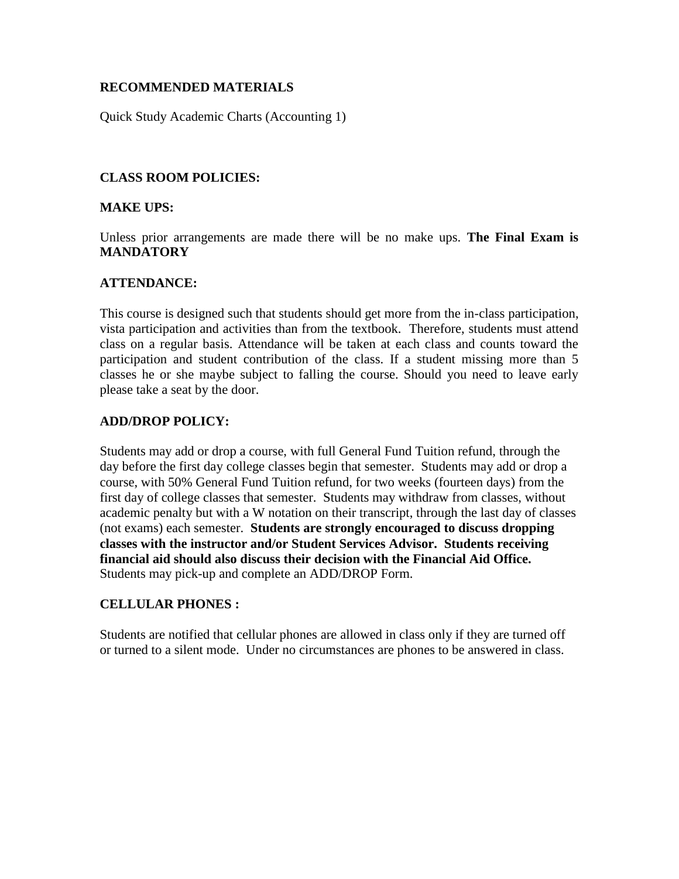**RECOMMENDED MATERIALS**

Quick Study Academic Charts (Accounting 1)

**CLASS ROOM POLICIES:**

**MAKE UPS:**

Unless prior arrangements are made there will be no make ups. **The Final Exam is MANDATORY**

**ATTENDANCE:**

This course is designed such that students should get more from the in-class participation, vista participation and activities than from the textbook. Therefore, students must attend class on a regular basis. Attendance will be taken at each class and counts toward the participation and student contribution of the class. If a student missing more than 5 classes he or she maybe subject to falling the course. Should you need to leave early please take a seat by the door.

**ADD/DROP POLICY:**

Students may add or drop a course, with full General Fund Tuition refund, through the day before the first day college classes begin that semester. Students may add or drop a course, with 50% General Fund Tuition refund, for two weeks (fourteen days) from the first day of college classes that semester. Students may withdraw from classes, without academic penalty but with a W notation on their transcript, through the last day of classes (not exams) each semester. **Students are strongly encouraged to discuss dropping classes with the instructor and/or Student Services Advisor. Students receiving financial aid should also discuss their decision with the Financial Aid Office.** Students may pick-up and complete an ADD/DROP Form.

**CELLULAR PHONES :**

Students are notified that cellular phones are allowed in class only if they are turned off or turned to a silent mode. Under no circumstances are phones to be answered in class.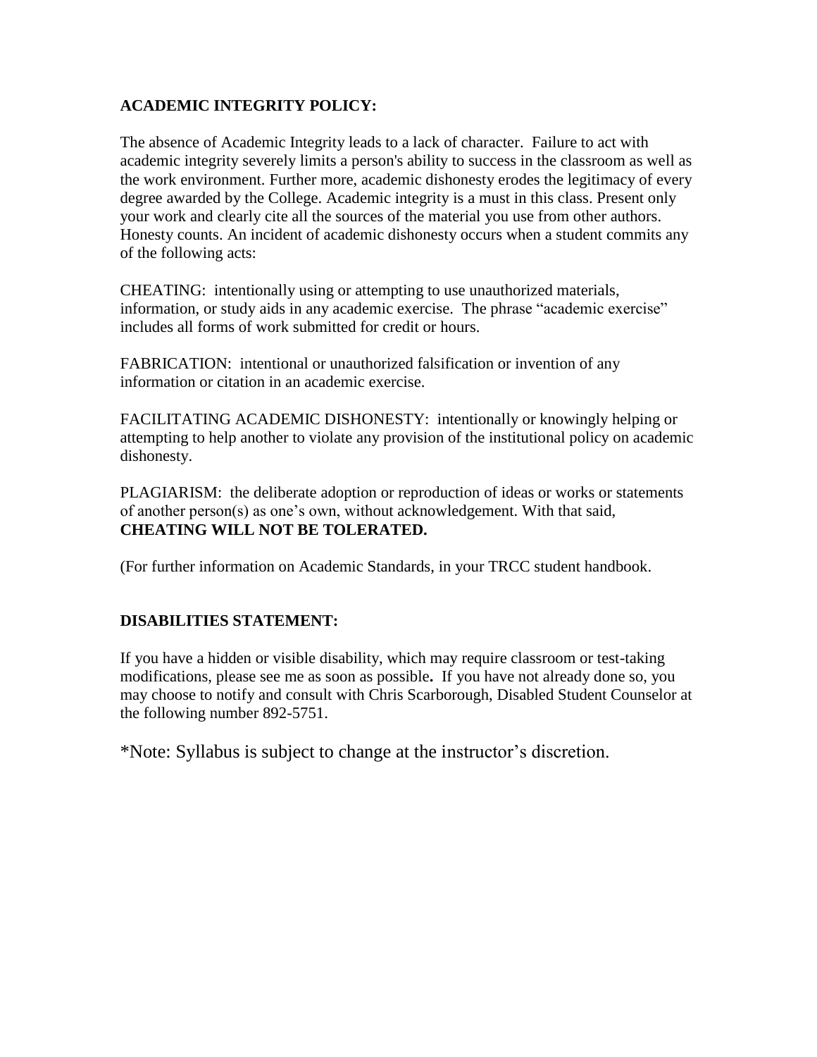**ACADEMIC INTEGRITY POLICY:**

The absence of Academic Integrity leads to a lack of character. Failure to act with academic integrity severely limits a person's ability to success in the classroom as well as the work environment. Further more, academic dishonesty erodes the legitimacy of every degree awarded by the College. Academic integrity is a must in this class. Present only your work and clearly cite all the sources of the material you use from other authors. Honesty counts. An incident of academic dishonesty occurs when a student commits any of the following acts:

CHEATING: intentionally using or attempting to use unauthorized materials, information, or study aids in any academic exercise. The phrase "academic exercise" includes all forms of work submitted for credit or hours.

FABRICATION: intentional or unauthorized falsification or invention of any information or citation in an academic exercise.

FACILITATING ACADEMIC DISHONESTY: intentionally or knowingly helping or attempting to help another to violate any provision of the institutional policy on academic dishonesty.

PLAGIARISM: the deliberate adoption or reproduction of ideas or works or statements of another person(s) as one's own, without acknowledgement. With that said, **CHEATING WILL NOT BE TOLERATED.**

(For further information on Academic Standards, in your TRCC student handbook.

**DISABILITIES STATEMENT:**

If you have a hidden or visible disability, which may require classroom or test-taking modifications, please see me as soon as possible**.** If you have not already done so, you may choose to notify and consult with Chris Scarborough, Disabled Student Counselor at the following number 892-5751.

*Note: Syllabus is subject to change at the instructor's discretion.